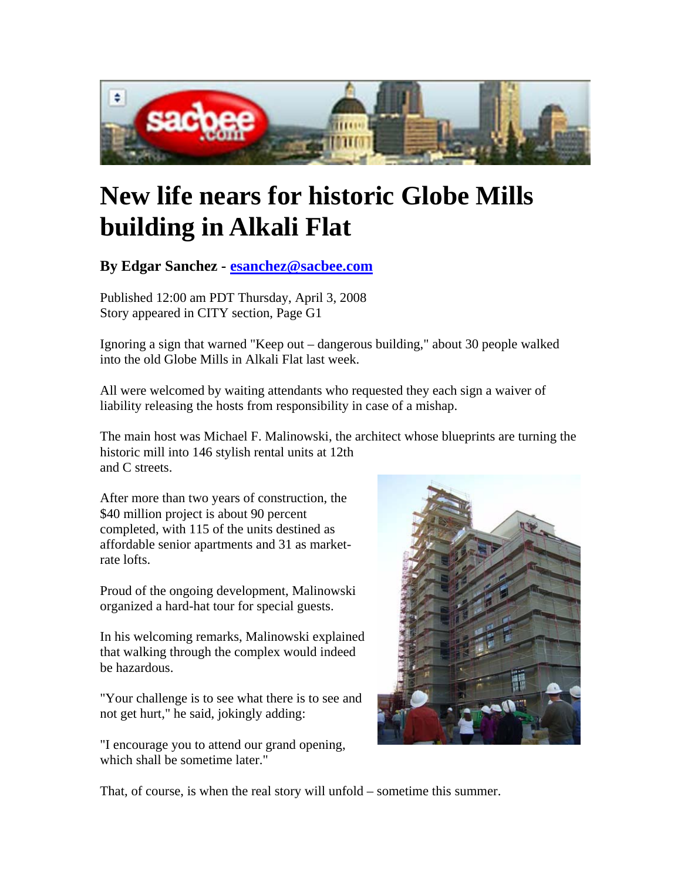# New life nears for historic Globe Mills building in Alkali Flat

**By Edgar Sanchez - esanchez@sacbee.com**

Published 12:00 am PDT Thursday, April 3, 2008
Story appeared in CITY section, Page G1

Ignoring a sign that warned "Keep out – dangerous building," about 30 people walked into the old Globe Mills in Alkali Flat last week.

All were welcomed by waiting attendants who requested they each sign a waiver of liability releasing the hosts from responsibility in case of a mishap.

The main host was Michael F. Malinowski, the architect whose blueprints are turning the historic mill into 146 stylish rental units at 12th and C streets.

After more than two years of construction, the $40 million project is about 90 percent completed, with 115 of the units destined as affordable senior apartments and 31 as market-rate lofts.

Proud of the ongoing development, Malinowski organized a hard-hat tour for special guests.

In his welcoming remarks, Malinowski explained that walking through the complex would indeed be hazardous.

"Your challenge is to see what there is to see and not get hurt," he said, jokingly adding:

"I encourage you to attend our grand opening, which shall be sometime later."

That, of course, is when the real story will unfold – sometime this summer.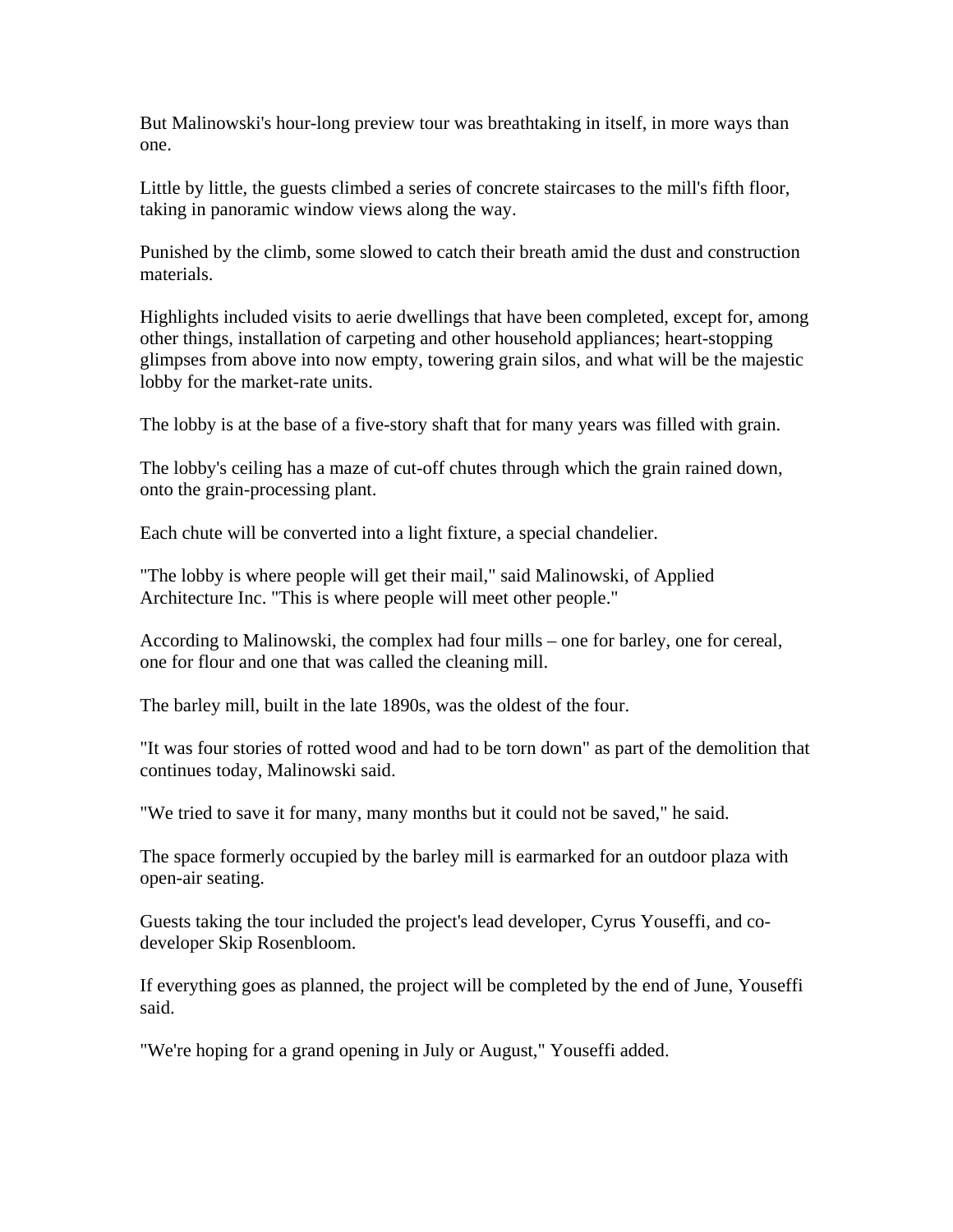But Malinowski's hour-long preview tour was breathtaking in itself, in more ways than one.

Little by little, the guests climbed a series of concrete staircases to the mill's fifth floor, taking in panoramic window views along the way.

Punished by the climb, some slowed to catch their breath amid the dust and construction materials.

Highlights included visits to aerie dwellings that have been completed, except for, among other things, installation of carpeting and other household appliances; heart-stopping glimpses from above into now empty, towering grain silos, and what will be the majestic lobby for the market-rate units.

The lobby is at the base of a five-story shaft that for many years was filled with grain.

The lobby's ceiling has a maze of cut-off chutes through which the grain rained down, onto the grain-processing plant.

Each chute will be converted into a light fixture, a special chandelier.

"The lobby is where people will get their mail," said Malinowski, of Applied Architecture Inc. "This is where people will meet other people."

According to Malinowski, the complex had four mills – one for barley, one for cereal, one for flour and one that was called the cleaning mill.

The barley mill, built in the late 1890s, was the oldest of the four.

"It was four stories of rotted wood and had to be torn down" as part of the demolition that continues today, Malinowski said.

"We tried to save it for many, many months but it could not be saved," he said.

The space formerly occupied by the barley mill is earmarked for an outdoor plaza with open-air seating.

Guests taking the tour included the project's lead developer, Cyrus Youseffi, and co-developer Skip Rosenbloom.

If everything goes as planned, the project will be completed by the end of June, Youseffi said.

"We're hoping for a grand opening in July or August," Youseffi added.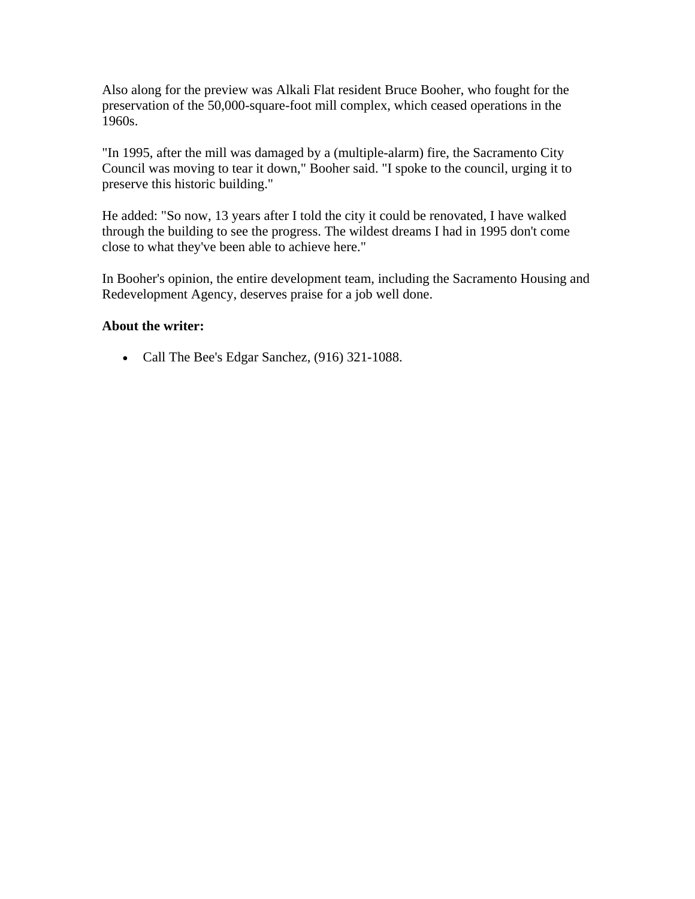Also along for the preview was Alkali Flat resident Bruce Booher, who fought for the preservation of the 50,000-square-foot mill complex, which ceased operations in the 1960s.

"In 1995, after the mill was damaged by a (multiple-alarm) fire, the Sacramento City Council was moving to tear it down," Booher said. "I spoke to the council, urging it to preserve this historic building."

He added: "So now, 13 years after I told the city it could be renovated, I have walked through the building to see the progress. The wildest dreams I had in 1995 don't come close to what they've been able to achieve here."

In Booher's opinion, the entire development team, including the Sacramento Housing and Redevelopment Agency, deserves praise for a job well done.

**About the writer:**

- Call The Bee's Edgar Sanchez, (916) 321-1088.